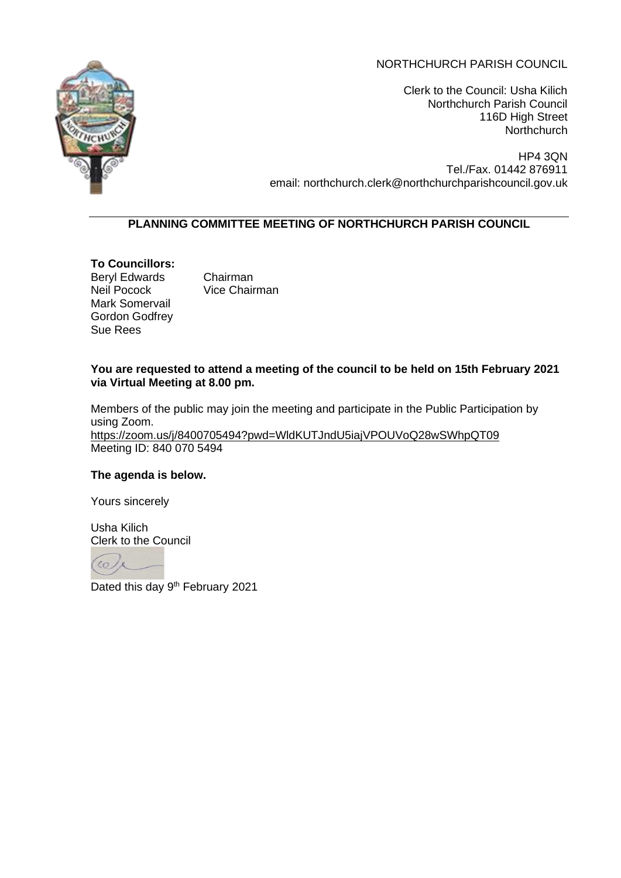NORTHCHURCH PARISH COUNCIL

Clerk to the Council: Usha Kilich
Northchurch Parish Council
116D High Street
Northchurch

HP4 3QN
Tel./Fax. 01442 876911
email: northchurch.clerk@northchurchparishcouncil.gov.uk

## PLANNING COMMITTEE MEETING OF NORTHCHURCH PARISH COUNCIL

**To Councillors:**
Beryl Edwards Chairman
Neil Pocock Vice Chairman
Mark Somervail
Gordon Godfrey
Sue Rees

**You are requested to attend a meeting of the council to be held on 15th February 2021 via Virtual Meeting at 8.00 pm.**

Members of the public may join the meeting and participate in the Public Participation by using Zoom.
https://zoom.us/j/8400705494?pwd=WldKUTJndU5iajVPOUVoQ28wSWhpQT09
Meeting ID: 840 070 5494

**The agenda is below.**

Yours sincerely

Usha Kilich
Clerk to the Council

Dated this day 9th February 2021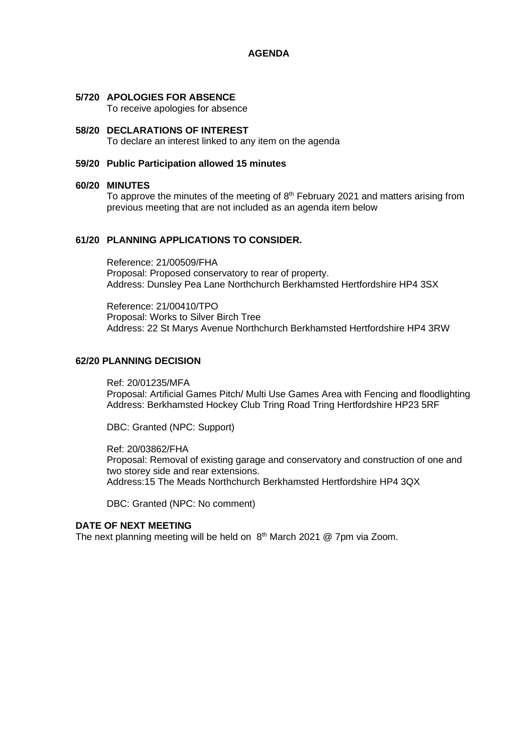# AGENDA

## 5/720 APOLOGIES FOR ABSENCE

To receive apologies for absence

## 58/20 DECLARATIONS OF INTEREST

To declare an interest linked to any item on the agenda

## 59/20 Public Participation allowed 15 minutes

## 60/20 MINUTES

To approve the minutes of the meeting of 8th February 2021 and matters arising from previous meeting that are not included as an agenda item below

## 61/20 PLANNING APPLICATIONS TO CONSIDER.

Reference: 21/00509/FHA
Proposal: Proposed conservatory to rear of property.
Address: Dunsley Pea Lane Northchurch Berkhamsted Hertfordshire HP4 3SX

Reference: 21/00410/TPO
Proposal: Works to Silver Birch Tree
Address: 22 St Marys Avenue Northchurch Berkhamsted Hertfordshire HP4 3RW

## 62/20 PLANNING DECISION

Ref: 20/01235/MFA
Proposal: Artificial Games Pitch/ Multi Use Games Area with Fencing and floodlighting
Address: Berkhamsted Hockey Club Tring Road Tring Hertfordshire HP23 5RF

DBC: Granted (NPC: Support)

Ref: 20/03862/FHA
Proposal: Removal of existing garage and conservatory and construction of one and two storey side and rear extensions.
Address:15 The Meads Northchurch Berkhamsted Hertfordshire HP4 3QX

DBC: Granted (NPC: No comment)

## DATE OF NEXT MEETING

The next planning meeting will be held on 8th March 2021 @ 7pm via Zoom.